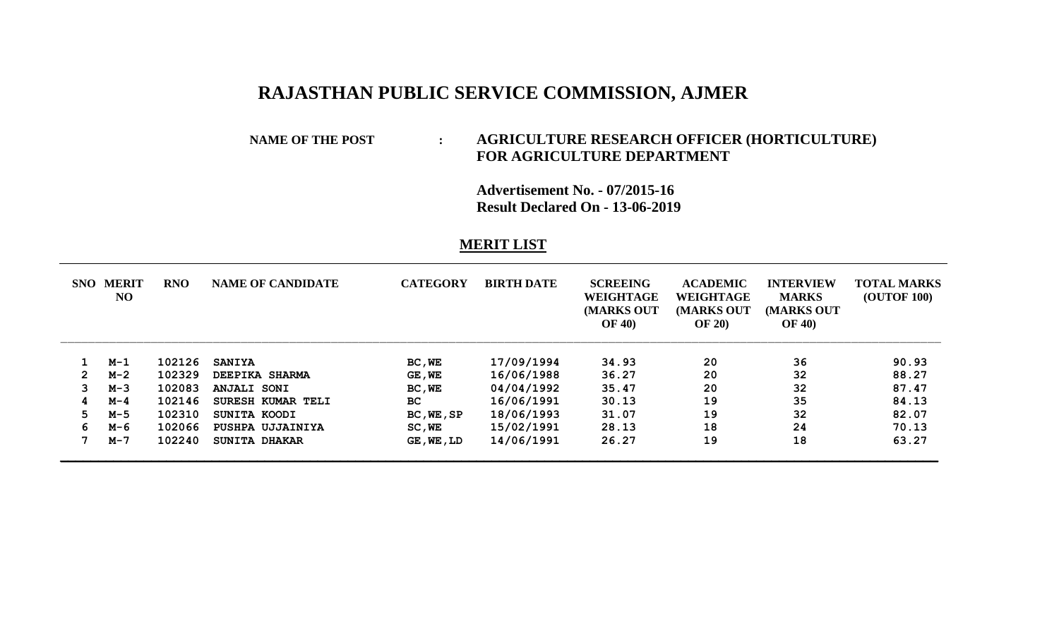# RAJASTHAN PUBLIC SERVICE COMMISSION, AJMER

**NAME OF THE POST : AGRICULTURE RESEARCH OFFICER (HORTICULTURE) FOR AGRICULTURE DEPARTMENT**

**Advertisement No. - 07/2015-16**
**Result Declared On - 13-06-2019**

## MERIT LIST

| SNO | MERIT NO | RNO | NAME OF CANDIDATE | CATEGORY | BIRTH DATE | SCREEING WEIGHTAGE (MARKS OUT OF 40) | ACADEMIC WEIGHTAGE (MARKS OUT OF 20) | INTERVIEW MARKS (MARKS OUT OF 40) | TOTAL MARKS (OUTOF 100) |
|---|---|---|---|---|---|---|---|---|---|
| 1 | M-1 | 102126 | SANIYA | BC,WE | 17/09/1994 | 34.93 | 20 | 36 | 90.93 |
| 2 | M-2 | 102329 | DEEPIKA SHARMA | GE,WE | 16/06/1988 | 36.27 | 20 | 32 | 88.27 |
| 3 | M-3 | 102083 | ANJALI SONI | BC,WE | 04/04/1992 | 35.47 | 20 | 32 | 87.47 |
| 4 | M-4 | 102146 | SURESH KUMAR TELI | BC | 16/06/1991 | 30.13 | 19 | 35 | 84.13 |
| 5 | M-5 | 102310 | SUNITA KOODI | BC,WE,SP | 18/06/1993 | 31.07 | 19 | 32 | 82.07 |
| 6 | M-6 | 102066 | PUSHPA UJJAINIYA | SC,WE | 15/02/1991 | 28.13 | 18 | 24 | 70.13 |
| 7 | M-7 | 102240 | SUNITA DHAKAR | GE,WE,LD | 14/06/1991 | 26.27 | 19 | 18 | 63.27 |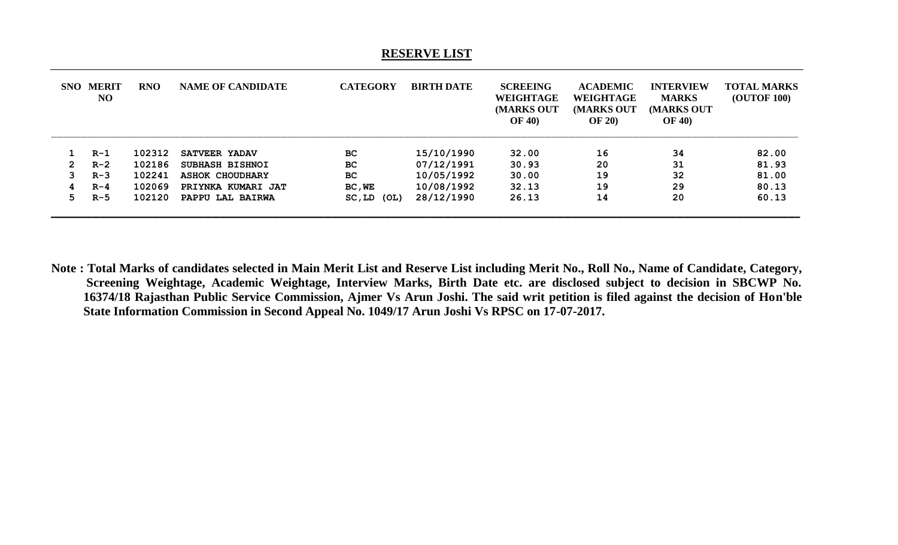## RESERVE LIST

| SNO | MERIT NO | RNO | NAME OF CANDIDATE | CATEGORY | BIRTH DATE | SCREEING WEIGHTAGE (MARKS OUT OF 40) | ACADEMIC WEIGHTAGE (MARKS OUT OF 20) | INTERVIEW MARKS (MARKS OUT OF 40) | TOTAL MARKS (OUTOF 100) |
|---|---|---|---|---|---|---|---|---|---|
| 1 | R-1 | 102312 | SATVEER YADAV | BC | 15/10/1990 | 32.00 | 16 | 34 | 82.00 |
| 2 | R-2 | 102186 | SUBHASH BISHNOI | BC | 07/12/1991 | 30.93 | 20 | 31 | 81.93 |
| 3 | R-3 | 102241 | ASHOK CHOUDHARY | BC | 10/05/1992 | 30.00 | 19 | 32 | 81.00 |
| 4 | R-4 | 102069 | PRIYNKA KUMARI JAT | BC,WE | 10/08/1992 | 32.13 | 19 | 29 | 80.13 |
| 5 | R-5 | 102120 | PAPPU LAL BAIRWA | SC,LD (OL) | 28/12/1990 | 26.13 | 14 | 20 | 60.13 |

**Note : Total Marks of candidates selected in Main Merit List and Reserve List including Merit No., Roll No., Name of Candidate, Category, Screening Weightage, Academic Weightage, Interview Marks, Birth Date etc. are disclosed subject to decision in SBCWP No. 16374/18 Rajasthan Public Service Commission, Ajmer Vs Arun Joshi. The said writ petition is filed against the decision of Hon'ble State Information Commission in Second Appeal No. 1049/17 Arun Joshi Vs RPSC on 17-07-2017.**